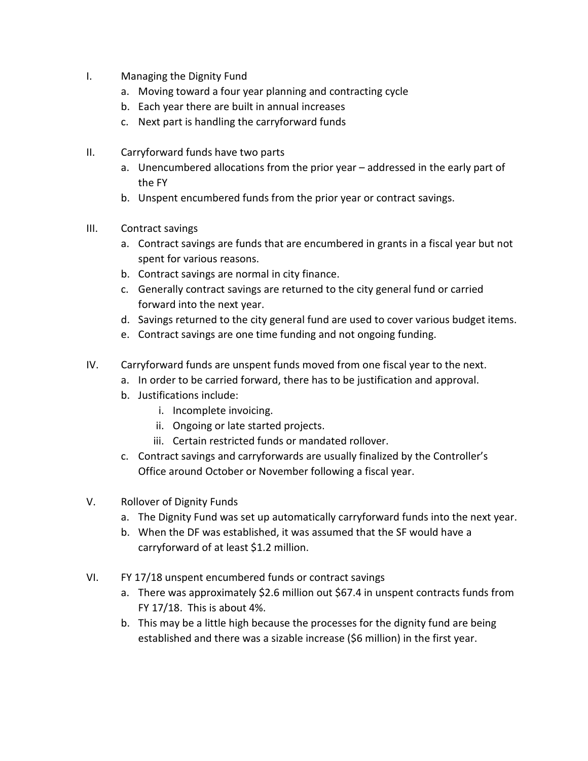I. Managing the Dignity Fund
   a. Moving toward a four year planning and contracting cycle
   b. Each year there are built in annual increases
   c. Next part is handling the carryforward funds

II. Carryforward funds have two parts
   a. Unencumbered allocations from the prior year – addressed in the early part of the FY
   b. Unspent encumbered funds from the prior year or contract savings.

III. Contract savings
   a. Contract savings are funds that are encumbered in grants in a fiscal year but not spent for various reasons.
   b. Contract savings are normal in city finance.
   c. Generally contract savings are returned to the city general fund or carried forward into the next year.
   d. Savings returned to the city general fund are used to cover various budget items.
   e. Contract savings are one time funding and not ongoing funding.

IV. Carryforward funds are unspent funds moved from one fiscal year to the next.
   a. In order to be carried forward, there has to be justification and approval.
   b. Justifications include:
      i. Incomplete invoicing.
      ii. Ongoing or late started projects.
      iii. Certain restricted funds or mandated rollover.
   c. Contract savings and carryforwards are usually finalized by the Controller's Office around October or November following a fiscal year.

V. Rollover of Dignity Funds
   a. The Dignity Fund was set up automatically carryforward funds into the next year.
   b. When the DF was established, it was assumed that the SF would have a carryforward of at least $1.2 million.

VI. FY 17/18 unspent encumbered funds or contract savings
   a. There was approximately $2.6 million out $67.4 in unspent contracts funds from FY 17/18. This is about 4%.
   b. This may be a little high because the processes for the dignity fund are being established and there was a sizable increase ($6 million) in the first year.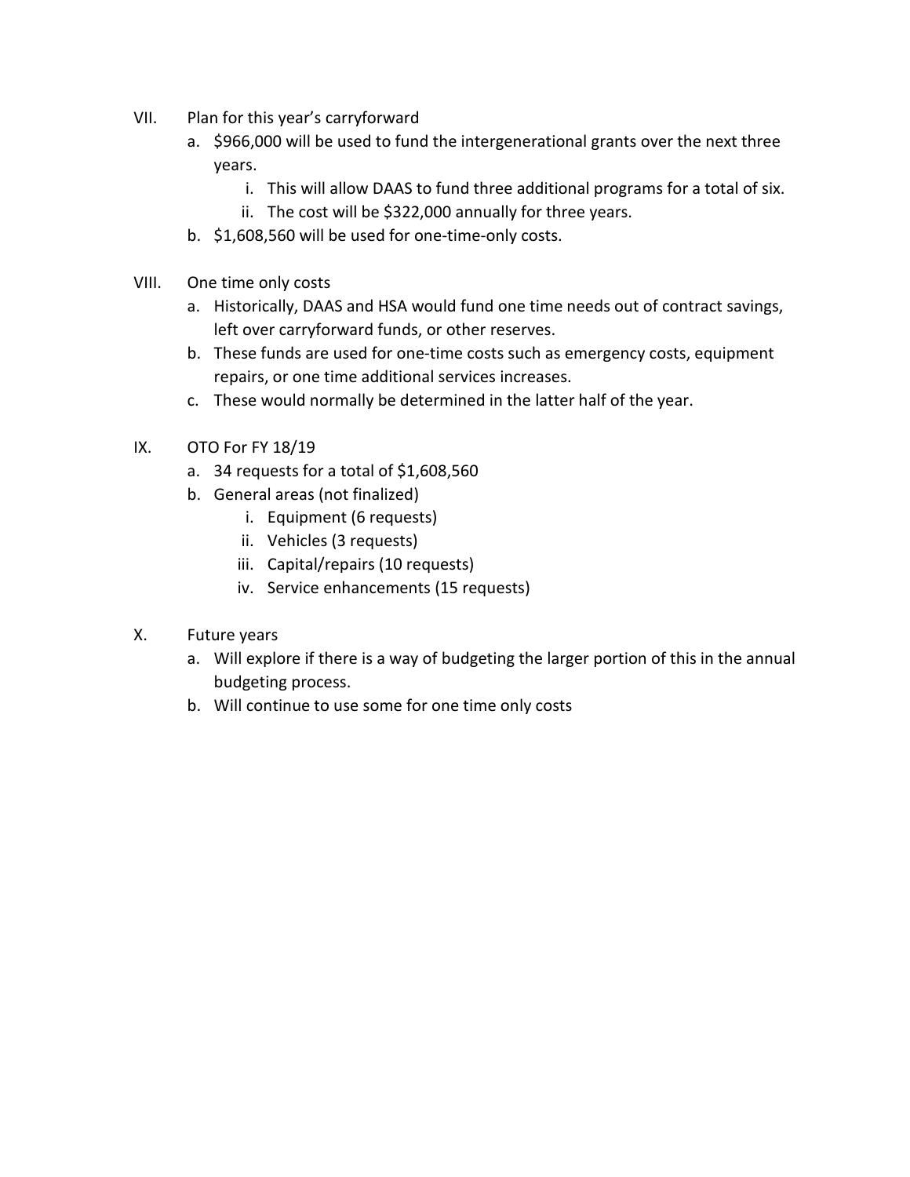VII. Plan for this year's carryforward

   a. $966,000 will be used to fund the intergenerational grants over the next three years.

      i. This will allow DAAS to fund three additional programs for a total of six.

      ii. The cost will be $322,000 annually for three years.

   b. $1,608,560 will be used for one-time-only costs.

VIII. One time only costs

   a. Historically, DAAS and HSA would fund one time needs out of contract savings, left over carryforward funds, or other reserves.

   b. These funds are used for one-time costs such as emergency costs, equipment repairs, or one time additional services increases.

   c. These would normally be determined in the latter half of the year.

IX. OTO For FY 18/19

   a. 34 requests for a total of $1,608,560

   b. General areas (not finalized)

      i. Equipment (6 requests)

      ii. Vehicles (3 requests)

      iii. Capital/repairs (10 requests)

      iv. Service enhancements (15 requests)

X. Future years

   a. Will explore if there is a way of budgeting the larger portion of this in the annual budgeting process.

   b. Will continue to use some for one time only costs